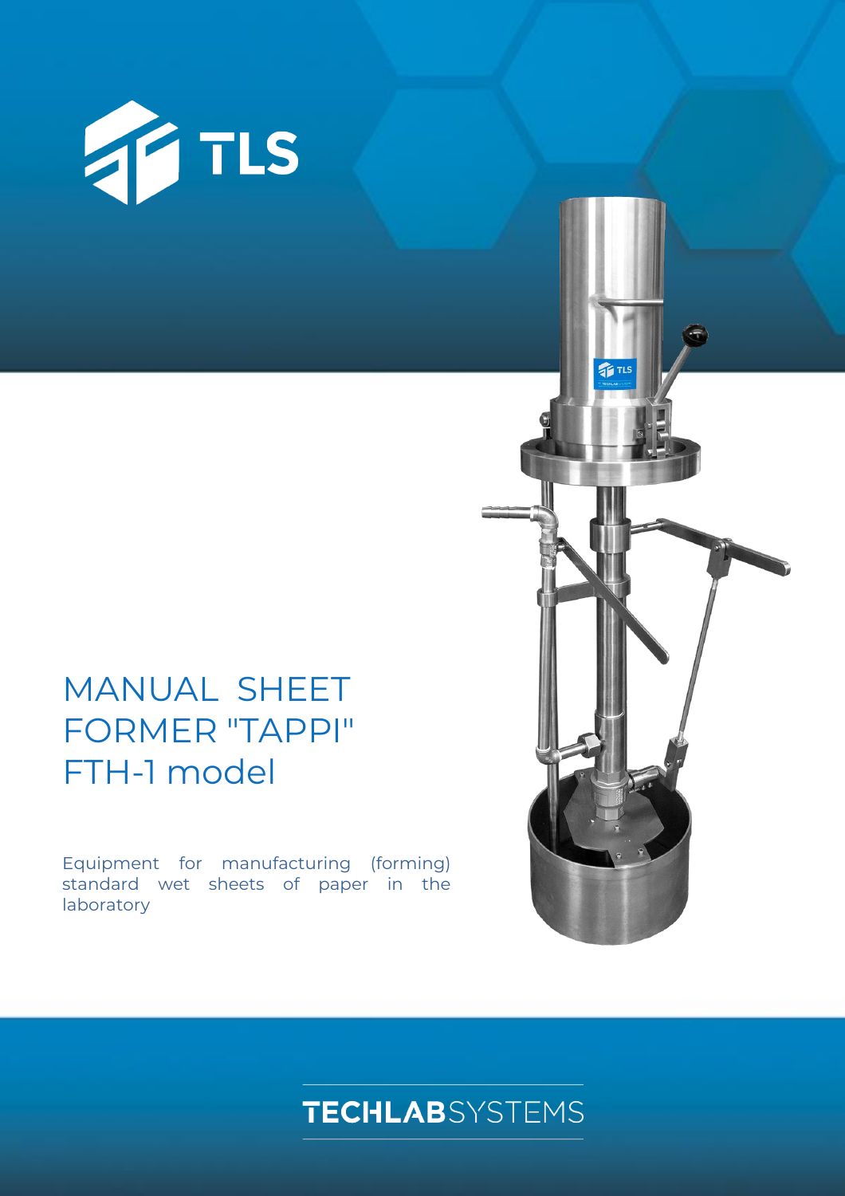TLS

# MANUAL SHEET FORMER "TAPPI" FTH-1 model

Equipment for manufacturing (forming) standard wet sheets of paper in the laboratory

TECHLABSYSTEMS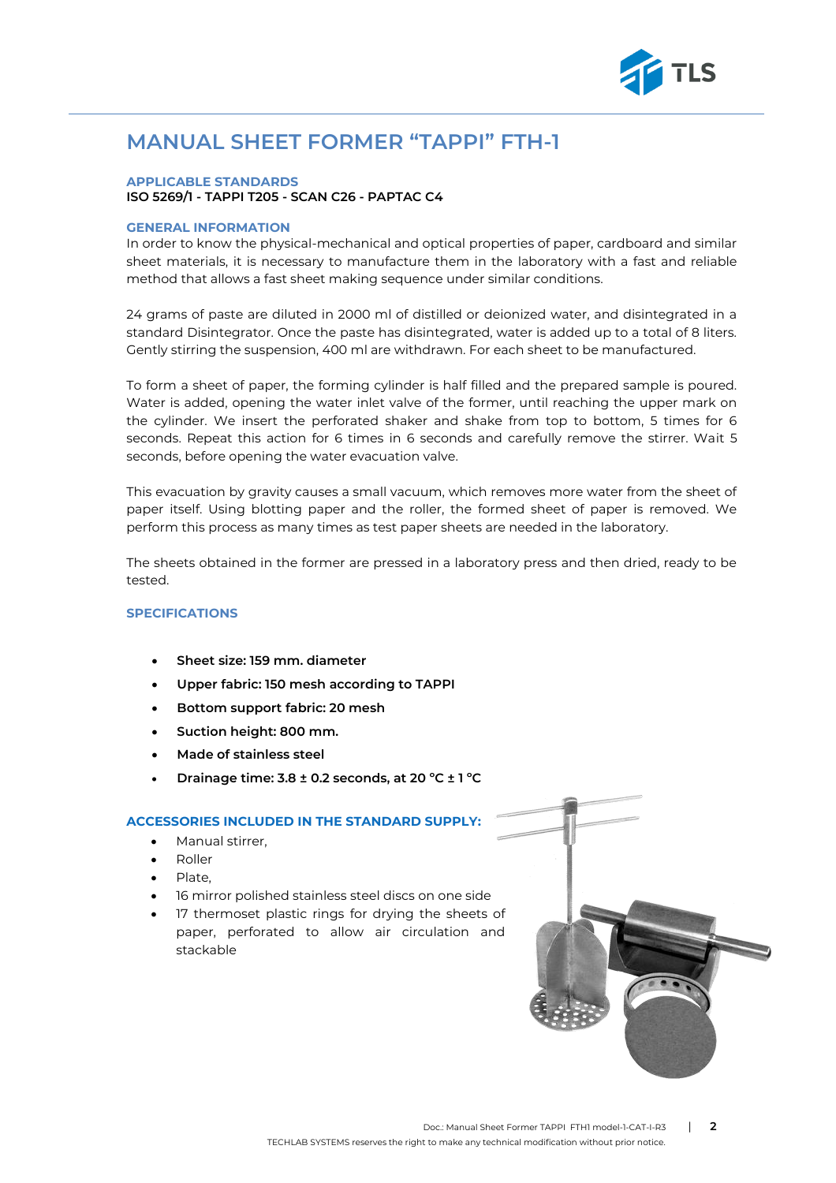# MANUAL SHEET FORMER "TAPPI" FTH-1

### APPLICABLE STANDARDS

**ISO 5269/1 - TAPPI T205 - SCAN C26 - PAPTAC C4**

### GENERAL INFORMATION

In order to know the physical-mechanical and optical properties of paper, cardboard and similar sheet materials, it is necessary to manufacture them in the laboratory with a fast and reliable method that allows a fast sheet making sequence under similar conditions.

24 grams of paste are diluted in 2000 ml of distilled or deionized water, and disintegrated in a standard Disintegrator. Once the paste has disintegrated, water is added up to a total of 8 liters. Gently stirring the suspension, 400 ml are withdrawn. For each sheet to be manufactured.

To form a sheet of paper, the forming cylinder is half filled and the prepared sample is poured. Water is added, opening the water inlet valve of the former, until reaching the upper mark on the cylinder. We insert the perforated shaker and shake from top to bottom, 5 times for 6 seconds. Repeat this action for 6 times in 6 seconds and carefully remove the stirrer. Wait 5 seconds, before opening the water evacuation valve.

This evacuation by gravity causes a small vacuum, which removes more water from the sheet of paper itself. Using blotting paper and the roller, the formed sheet of paper is removed. We perform this process as many times as test paper sheets are needed in the laboratory.

The sheets obtained in the former are pressed in a laboratory press and then dried, ready to be tested.

### SPECIFICATIONS

- **Sheet size: 159 mm. diameter**
- **Upper fabric: 150 mesh according to TAPPI**
- **Bottom support fabric: 20 mesh**
- **Suction height: 800 mm.**
- **Made of stainless steel**
- **Drainage time: 3.8 ± 0.2 seconds, at 20 °C ± 1 °C**

### ACCESSORIES INCLUDED IN THE STANDARD SUPPLY:

- Manual stirrer,
- Roller
- Plate,
- 16 mirror polished stainless steel discs on one side
- 17 thermoset plastic rings for drying the sheets of paper, perforated to allow air circulation and stackable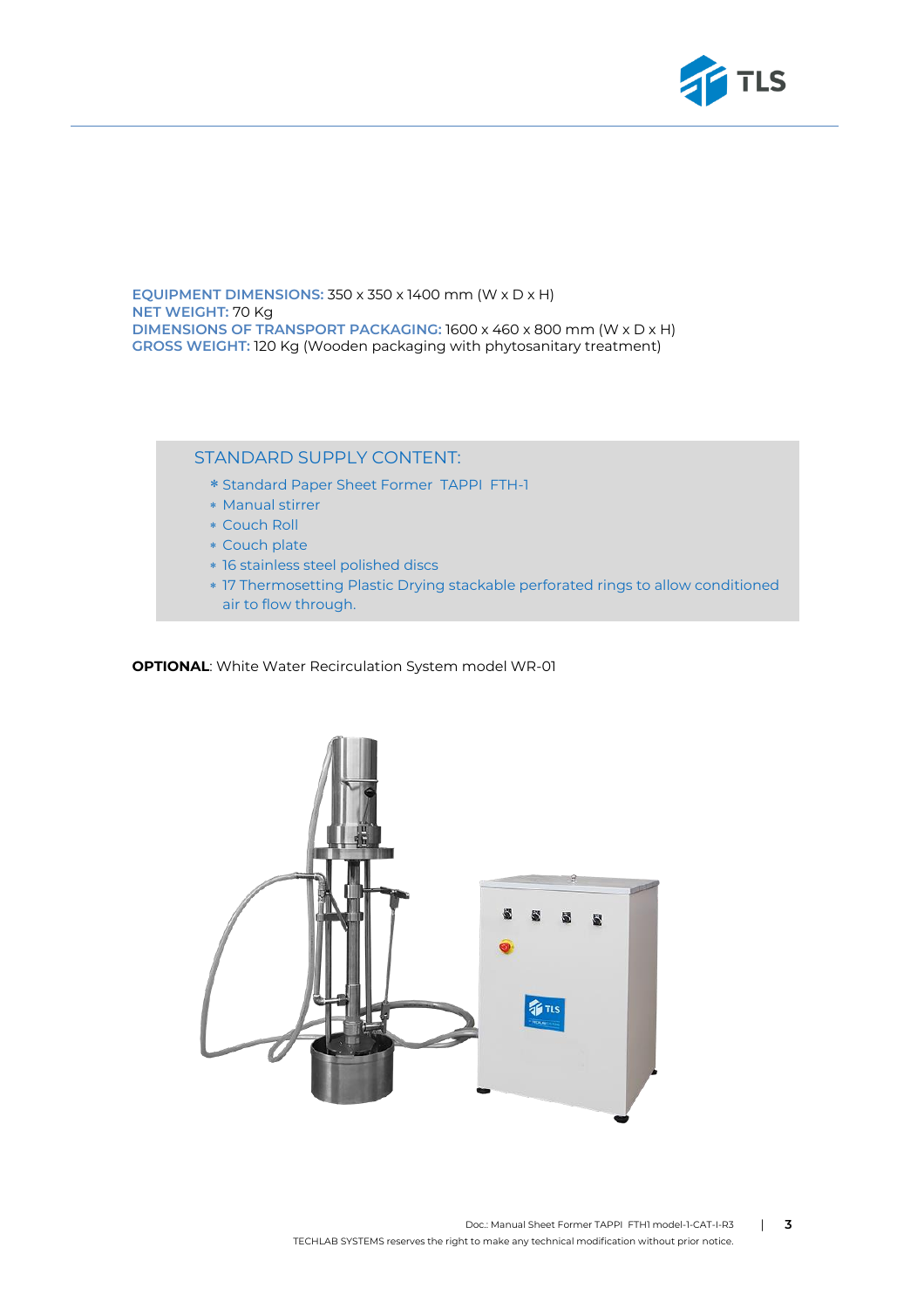**EQUIPMENT DIMENSIONS:** 350 x 350 x 1400 mm (W x D x H)
**NET WEIGHT:** 70 Kg
**DIMENSIONS OF TRANSPORT PACKAGING:** 1600 x 460 x 800 mm (W x D x H)
**GROSS WEIGHT:** 120 Kg (Wooden packaging with phytosanitary treatment)

## STANDARD SUPPLY CONTENT:

- Standard Paper Sheet Former TAPPI FTH-1
- Manual stirrer
- Couch Roll
- Couch plate
- 16 stainless steel polished discs
- 17 Thermosetting Plastic Drying stackable perforated rings to allow conditioned air to flow through.

**OPTIONAL**: White Water Recirculation System model WR-01